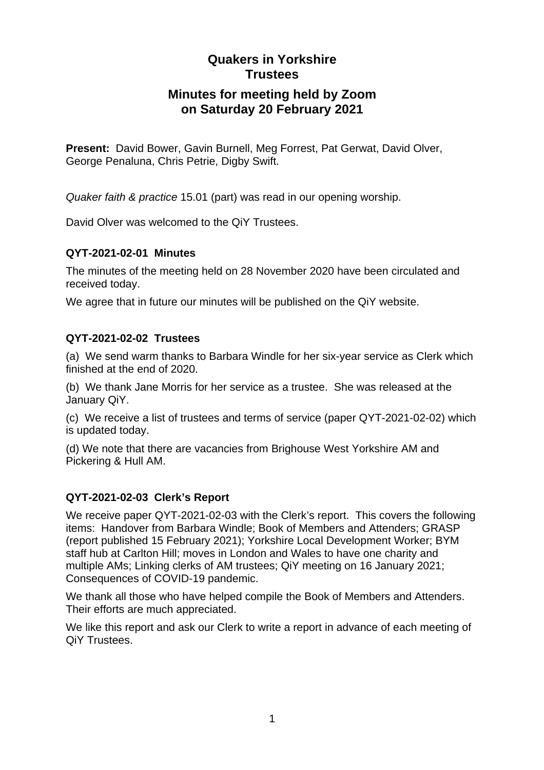# Quakers in Yorkshire
# Trustees

## Minutes for meeting held by Zoom on Saturday 20 February 2021

**Present:** David Bower, Gavin Burnell, Meg Forrest, Pat Gerwat, David Olver, George Penaluna, Chris Petrie, Digby Swift.

*Quaker faith & practice* 15.01 (part) was read in our opening worship.

David Olver was welcomed to the QiY Trustees.

### QYT-2021-02-01 Minutes

The minutes of the meeting held on 28 November 2020 have been circulated and received today.

We agree that in future our minutes will be published on the QiY website.

### QYT-2021-02-02 Trustees

(a) We send warm thanks to Barbara Windle for her six-year service as Clerk which finished at the end of 2020.

(b) We thank Jane Morris for her service as a trustee. She was released at the January QiY.

(c) We receive a list of trustees and terms of service (paper QYT-2021-02-02) which is updated today.

(d) We note that there are vacancies from Brighouse West Yorkshire AM and Pickering & Hull AM.

### QYT-2021-02-03 Clerk's Report

We receive paper QYT-2021-02-03 with the Clerk's report. This covers the following items: Handover from Barbara Windle; Book of Members and Attenders; GRASP (report published 15 February 2021); Yorkshire Local Development Worker; BYM staff hub at Carlton Hill; moves in London and Wales to have one charity and multiple AMs; Linking clerks of AM trustees; QiY meeting on 16 January 2021; Consequences of COVID-19 pandemic.

We thank all those who have helped compile the Book of Members and Attenders. Their efforts are much appreciated.

We like this report and ask our Clerk to write a report in advance of each meeting of QiY Trustees.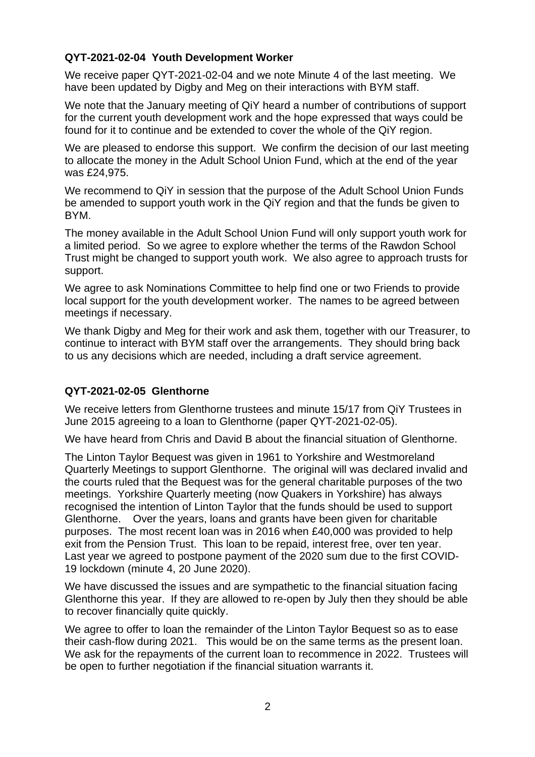### QYT-2021-02-04 Youth Development Worker

We receive paper QYT-2021-02-04 and we note Minute 4 of the last meeting. We have been updated by Digby and Meg on their interactions with BYM staff.

We note that the January meeting of QiY heard a number of contributions of support for the current youth development work and the hope expressed that ways could be found for it to continue and be extended to cover the whole of the QiY region.

We are pleased to endorse this support. We confirm the decision of our last meeting to allocate the money in the Adult School Union Fund, which at the end of the year was £24,975.

We recommend to QiY in session that the purpose of the Adult School Union Funds be amended to support youth work in the QiY region and that the funds be given to BYM.

The money available in the Adult School Union Fund will only support youth work for a limited period. So we agree to explore whether the terms of the Rawdon School Trust might be changed to support youth work. We also agree to approach trusts for support.

We agree to ask Nominations Committee to help find one or two Friends to provide local support for the youth development worker. The names to be agreed between meetings if necessary.

We thank Digby and Meg for their work and ask them, together with our Treasurer, to continue to interact with BYM staff over the arrangements. They should bring back to us any decisions which are needed, including a draft service agreement.

### QYT-2021-02-05 Glenthorne

We receive letters from Glenthorne trustees and minute 15/17 from QiY Trustees in June 2015 agreeing to a loan to Glenthorne (paper QYT-2021-02-05).

We have heard from Chris and David B about the financial situation of Glenthorne.

The Linton Taylor Bequest was given in 1961 to Yorkshire and Westmoreland Quarterly Meetings to support Glenthorne. The original will was declared invalid and the courts ruled that the Bequest was for the general charitable purposes of the two meetings. Yorkshire Quarterly meeting (now Quakers in Yorkshire) has always recognised the intention of Linton Taylor that the funds should be used to support Glenthorne. Over the years, loans and grants have been given for charitable purposes. The most recent loan was in 2016 when £40,000 was provided to help exit from the Pension Trust. This loan to be repaid, interest free, over ten year. Last year we agreed to postpone payment of the 2020 sum due to the first COVID-19 lockdown (minute 4, 20 June 2020).

We have discussed the issues and are sympathetic to the financial situation facing Glenthorne this year. If they are allowed to re-open by July then they should be able to recover financially quite quickly.

We agree to offer to loan the remainder of the Linton Taylor Bequest so as to ease their cash-flow during 2021. This would be on the same terms as the present loan. We ask for the repayments of the current loan to recommence in 2022. Trustees will be open to further negotiation if the financial situation warrants it.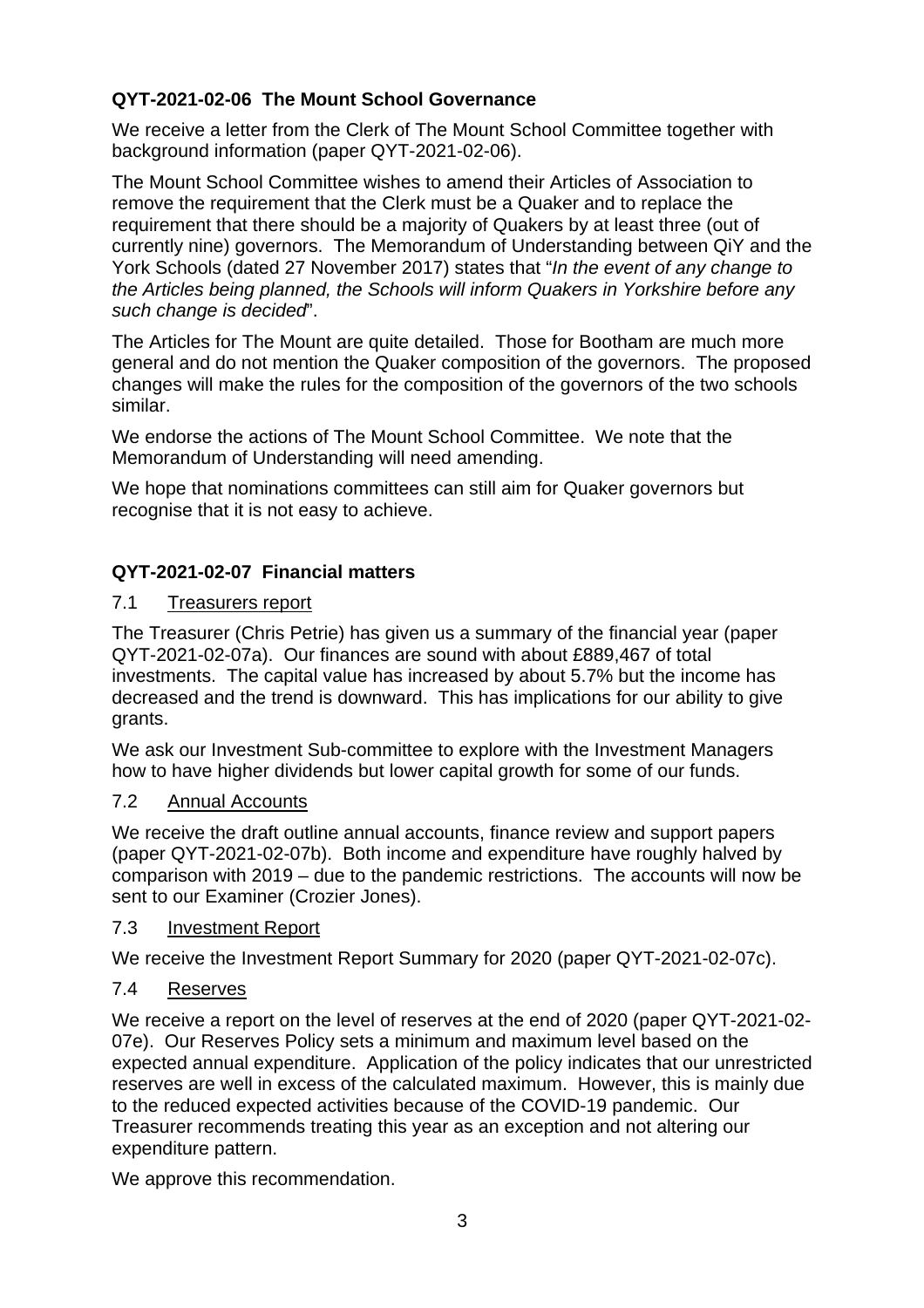### QYT-2021-02-06 The Mount School Governance

We receive a letter from the Clerk of The Mount School Committee together with background information (paper QYT-2021-02-06).

The Mount School Committee wishes to amend their Articles of Association to remove the requirement that the Clerk must be a Quaker and to replace the requirement that there should be a majority of Quakers by at least three (out of currently nine) governors. The Memorandum of Understanding between QiY and the York Schools (dated 27 November 2017) states that "*In the event of any change to the Articles being planned, the Schools will inform Quakers in Yorkshire before any such change is decided*".

The Articles for The Mount are quite detailed. Those for Bootham are much more general and do not mention the Quaker composition of the governors. The proposed changes will make the rules for the composition of the governors of the two schools similar.

We endorse the actions of The Mount School Committee. We note that the Memorandum of Understanding will need amending.

We hope that nominations committees can still aim for Quaker governors but recognise that it is not easy to achieve.

### QYT-2021-02-07 Financial matters

7.1 Treasurers report

The Treasurer (Chris Petrie) has given us a summary of the financial year (paper QYT-2021-02-07a). Our finances are sound with about £889,467 of total investments. The capital value has increased by about 5.7% but the income has decreased and the trend is downward. This has implications for our ability to give grants.

We ask our Investment Sub-committee to explore with the Investment Managers how to have higher dividends but lower capital growth for some of our funds.

7.2 Annual Accounts

We receive the draft outline annual accounts, finance review and support papers (paper QYT-2021-02-07b). Both income and expenditure have roughly halved by comparison with 2019 – due to the pandemic restrictions. The accounts will now be sent to our Examiner (Crozier Jones).

7.3 Investment Report

We receive the Investment Report Summary for 2020 (paper QYT-2021-02-07c).

7.4 Reserves

We receive a report on the level of reserves at the end of 2020 (paper QYT-2021-02-07e). Our Reserves Policy sets a minimum and maximum level based on the expected annual expenditure. Application of the policy indicates that our unrestricted reserves are well in excess of the calculated maximum. However, this is mainly due to the reduced expected activities because of the COVID-19 pandemic. Our Treasurer recommends treating this year as an exception and not altering our expenditure pattern.

We approve this recommendation.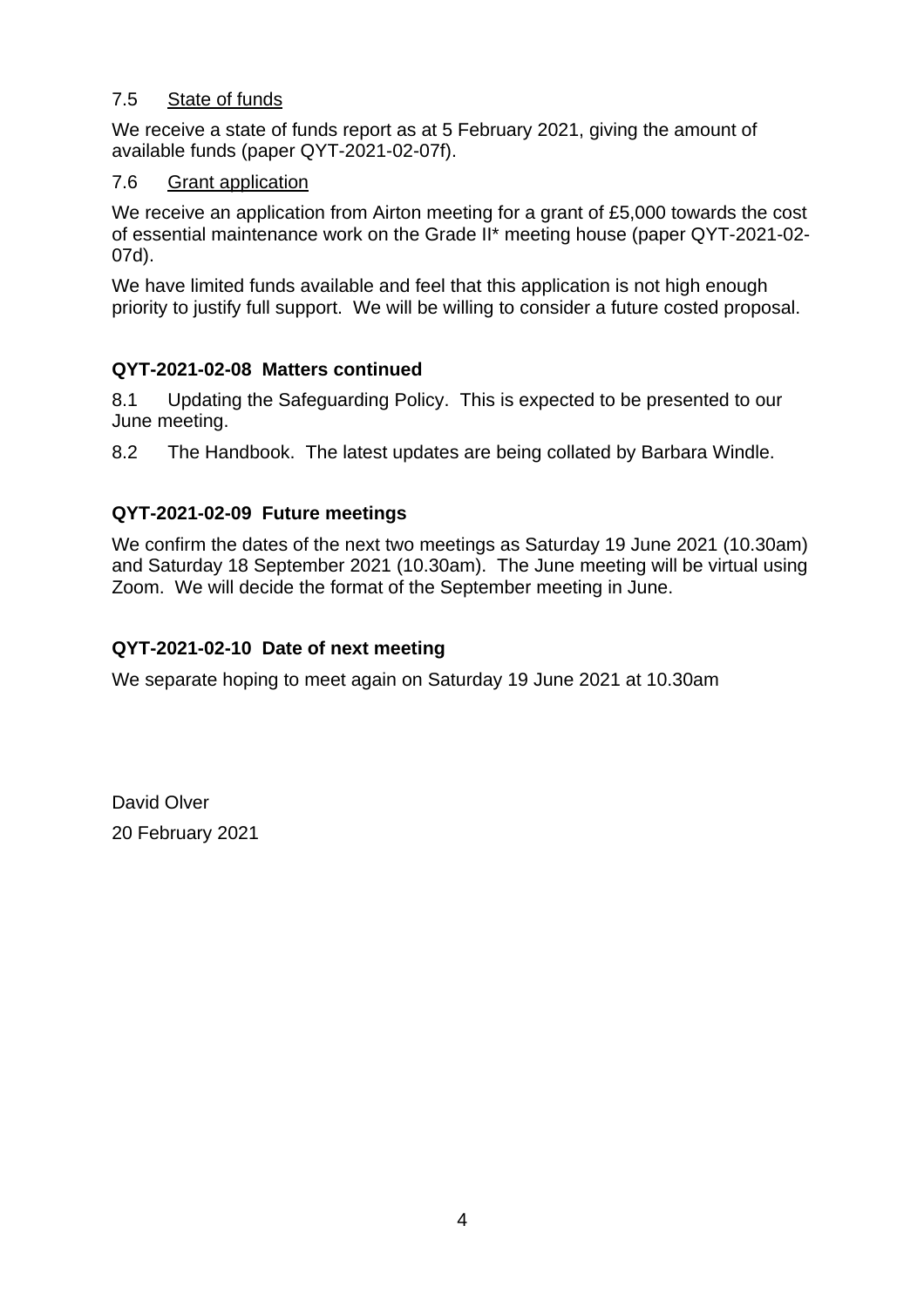7.5 <u>State of funds</u>

We receive a state of funds report as at 5 February 2021, giving the amount of available funds (paper QYT-2021-02-07f).

7.6 <u>Grant application</u>

We receive an application from Airton meeting for a grant of £5,000 towards the cost of essential maintenance work on the Grade II* meeting house (paper QYT-2021-02-07d).

We have limited funds available and feel that this application is not high enough priority to justify full support. We will be willing to consider a future costed proposal.

**QYT-2021-02-08 Matters continued**

8.1 Updating the Safeguarding Policy. This is expected to be presented to our June meeting.

8.2 The Handbook. The latest updates are being collated by Barbara Windle.

**QYT-2021-02-09 Future meetings**

We confirm the dates of the next two meetings as Saturday 19 June 2021 (10.30am) and Saturday 18 September 2021 (10.30am). The June meeting will be virtual using Zoom. We will decide the format of the September meeting in June.

**QYT-2021-02-10 Date of next meeting**

We separate hoping to meet again on Saturday 19 June 2021 at 10.30am

David Olver

20 February 2021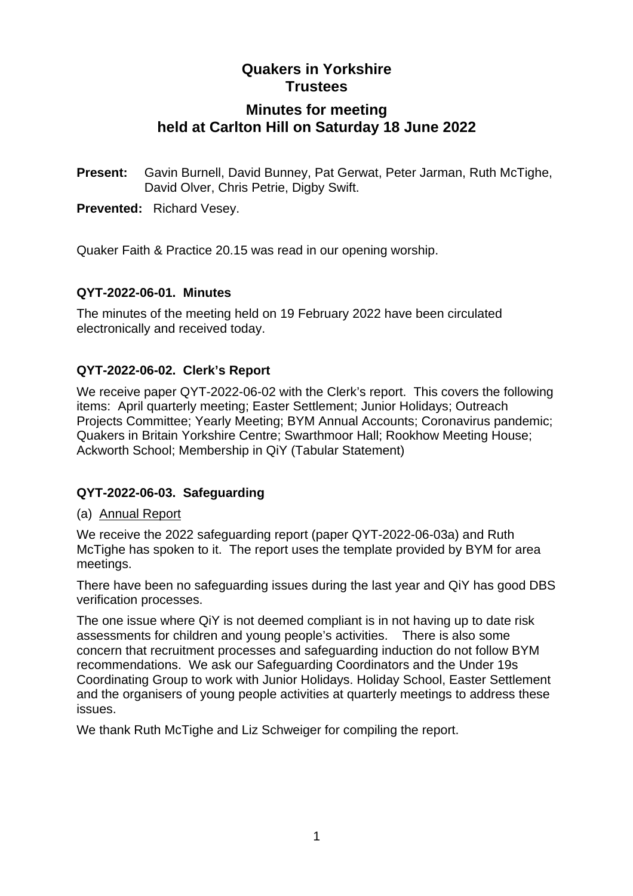# Quakers in Yorkshire
# Trustees

## Minutes for meeting held at Carlton Hill on Saturday 18 June 2022

**Present:** Gavin Burnell, David Bunney, Pat Gerwat, Peter Jarman, Ruth McTighe, David Olver, Chris Petrie, Digby Swift.

**Prevented:** Richard Vesey.

Quaker Faith & Practice 20.15 was read in our opening worship.

### QYT-2022-06-01. Minutes

The minutes of the meeting held on 19 February 2022 have been circulated electronically and received today.

### QYT-2022-06-02. Clerk's Report

We receive paper QYT-2022-06-02 with the Clerk's report. This covers the following items: April quarterly meeting; Easter Settlement; Junior Holidays; Outreach Projects Committee; Yearly Meeting; BYM Annual Accounts; Coronavirus pandemic; Quakers in Britain Yorkshire Centre; Swarthmoor Hall; Rookhow Meeting House; Ackworth School; Membership in QiY (Tabular Statement)

### QYT-2022-06-03. Safeguarding

(a) Annual Report

We receive the 2022 safeguarding report (paper QYT-2022-06-03a) and Ruth McTighe has spoken to it. The report uses the template provided by BYM for area meetings.

There have been no safeguarding issues during the last year and QiY has good DBS verification processes.

The one issue where QiY is not deemed compliant is in not having up to date risk assessments for children and young people's activities. There is also some concern that recruitment processes and safeguarding induction do not follow BYM recommendations. We ask our Safeguarding Coordinators and the Under 19s Coordinating Group to work with Junior Holidays. Holiday School, Easter Settlement and the organisers of young people activities at quarterly meetings to address these issues.

We thank Ruth McTighe and Liz Schweiger for compiling the report.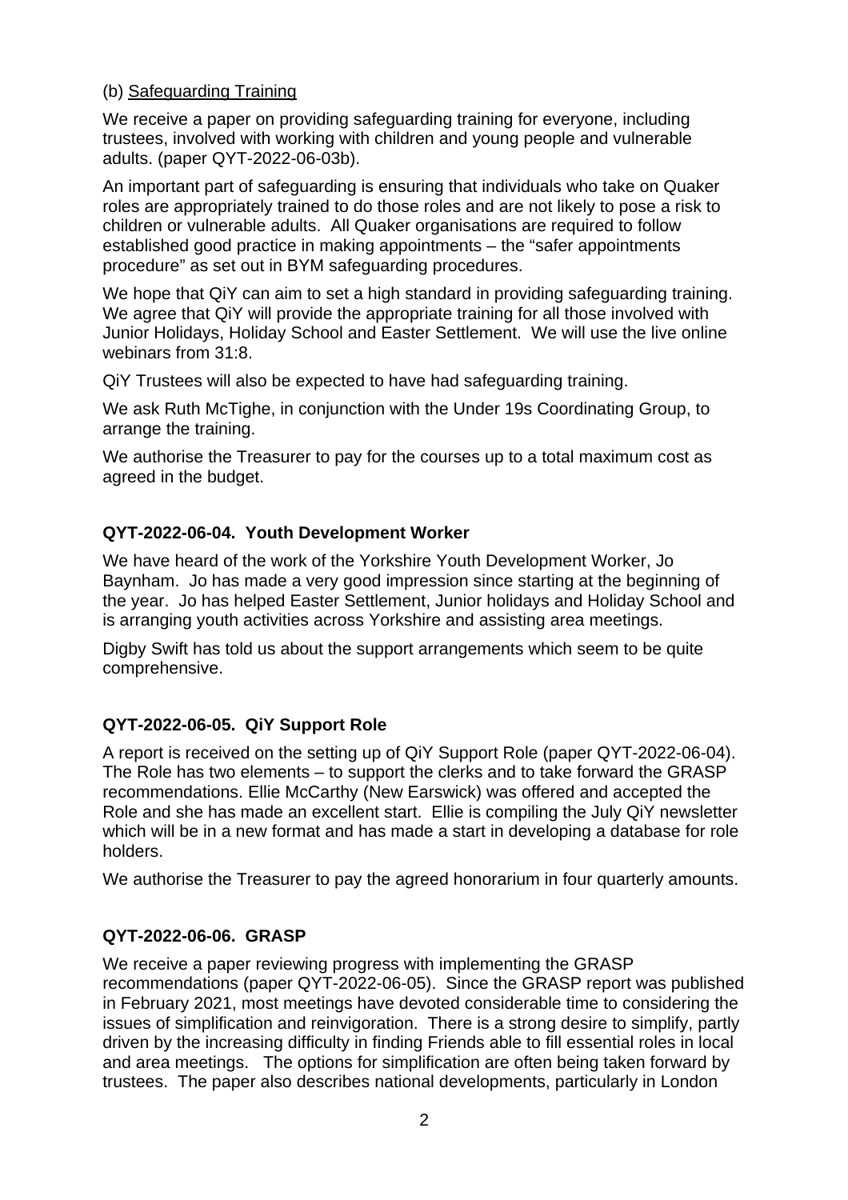(b) Safeguarding Training

We receive a paper on providing safeguarding training for everyone, including trustees, involved with working with children and young people and vulnerable adults. (paper QYT-2022-06-03b).

An important part of safeguarding is ensuring that individuals who take on Quaker roles are appropriately trained to do those roles and are not likely to pose a risk to children or vulnerable adults. All Quaker organisations are required to follow established good practice in making appointments – the "safer appointments procedure" as set out in BYM safeguarding procedures.

We hope that QiY can aim to set a high standard in providing safeguarding training. We agree that QiY will provide the appropriate training for all those involved with Junior Holidays, Holiday School and Easter Settlement. We will use the live online webinars from 31:8.

QiY Trustees will also be expected to have had safeguarding training.

We ask Ruth McTighe, in conjunction with the Under 19s Coordinating Group, to arrange the training.

We authorise the Treasurer to pay for the courses up to a total maximum cost as agreed in the budget.

**QYT-2022-06-04. Youth Development Worker**

We have heard of the work of the Yorkshire Youth Development Worker, Jo Baynham. Jo has made a very good impression since starting at the beginning of the year. Jo has helped Easter Settlement, Junior holidays and Holiday School and is arranging youth activities across Yorkshire and assisting area meetings.

Digby Swift has told us about the support arrangements which seem to be quite comprehensive.

**QYT-2022-06-05. QiY Support Role**

A report is received on the setting up of QiY Support Role (paper QYT-2022-06-04). The Role has two elements – to support the clerks and to take forward the GRASP recommendations. Ellie McCarthy (New Earswick) was offered and accepted the Role and she has made an excellent start. Ellie is compiling the July QiY newsletter which will be in a new format and has made a start in developing a database for role holders.

We authorise the Treasurer to pay the agreed honorarium in four quarterly amounts.

**QYT-2022-06-06. GRASP**

We receive a paper reviewing progress with implementing the GRASP recommendations (paper QYT-2022-06-05). Since the GRASP report was published in February 2021, most meetings have devoted considerable time to considering the issues of simplification and reinvigoration. There is a strong desire to simplify, partly driven by the increasing difficulty in finding Friends able to fill essential roles in local and area meetings. The options for simplification are often being taken forward by trustees. The paper also describes national developments, particularly in London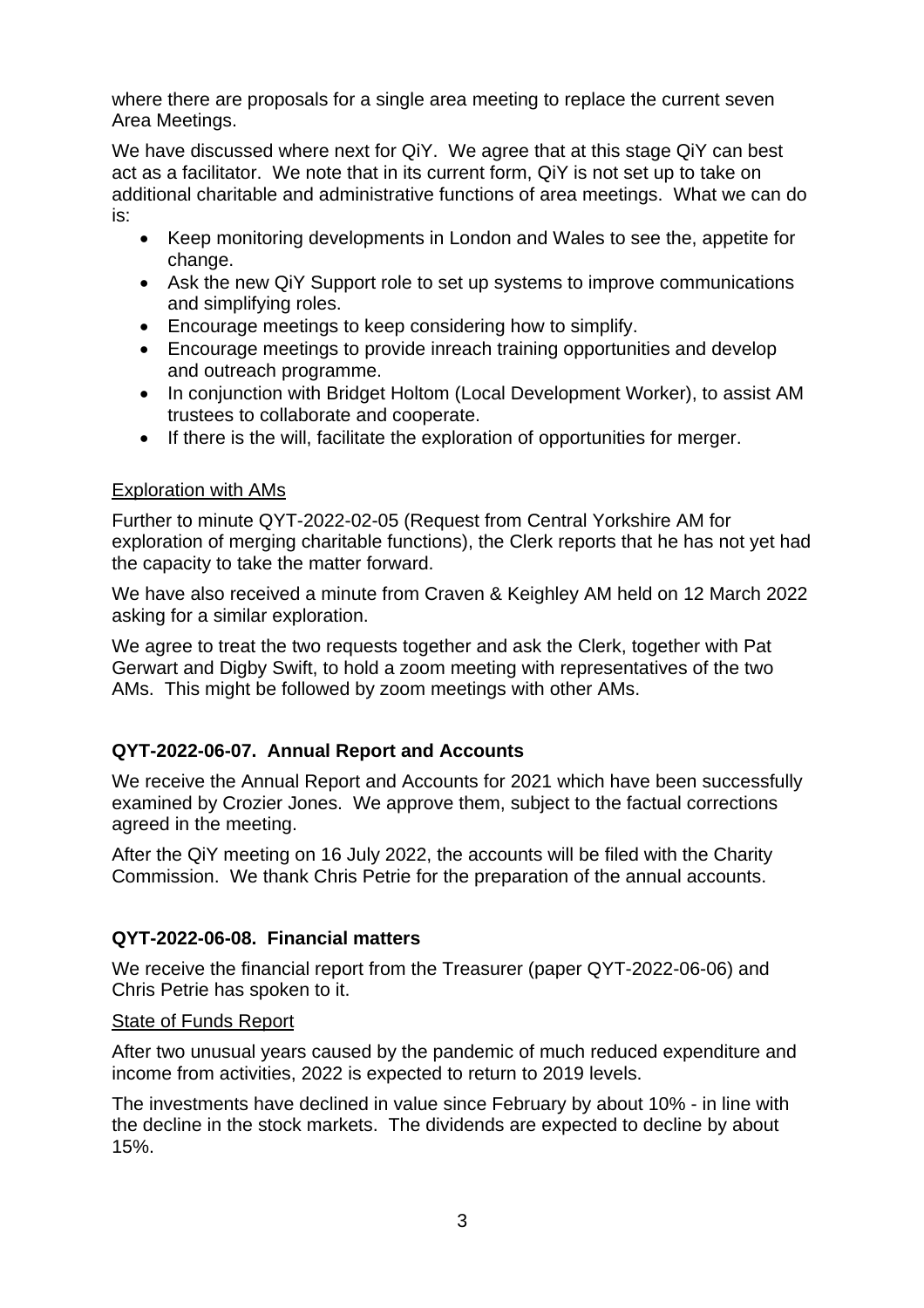where there are proposals for a single area meeting to replace the current seven Area Meetings.

We have discussed where next for QiY. We agree that at this stage QiY can best act as a facilitator. We note that in its current form, QiY is not set up to take on additional charitable and administrative functions of area meetings. What we can do is:

- Keep monitoring developments in London and Wales to see the, appetite for change.
- Ask the new QiY Support role to set up systems to improve communications and simplifying roles.
- Encourage meetings to keep considering how to simplify.
- Encourage meetings to provide inreach training opportunities and develop and outreach programme.
- In conjunction with Bridget Holtom (Local Development Worker), to assist AM trustees to collaborate and cooperate.
- If there is the will, facilitate the exploration of opportunities for merger.

<u>Exploration with AMs</u>

Further to minute QYT-2022-02-05 (Request from Central Yorkshire AM for exploration of merging charitable functions), the Clerk reports that he has not yet had the capacity to take the matter forward.

We have also received a minute from Craven & Keighley AM held on 12 March 2022 asking for a similar exploration.

We agree to treat the two requests together and ask the Clerk, together with Pat Gerwart and Digby Swift, to hold a zoom meeting with representatives of the two AMs. This might be followed by zoom meetings with other AMs.

**QYT-2022-06-07. Annual Report and Accounts**

We receive the Annual Report and Accounts for 2021 which have been successfully examined by Crozier Jones. We approve them, subject to the factual corrections agreed in the meeting.

After the QiY meeting on 16 July 2022, the accounts will be filed with the Charity Commission. We thank Chris Petrie for the preparation of the annual accounts.

**QYT-2022-06-08. Financial matters**

We receive the financial report from the Treasurer (paper QYT-2022-06-06) and Chris Petrie has spoken to it.

<u>State of Funds Report</u>

After two unusual years caused by the pandemic of much reduced expenditure and income from activities, 2022 is expected to return to 2019 levels.

The investments have declined in value since February by about 10% - in line with the decline in the stock markets. The dividends are expected to decline by about 15%.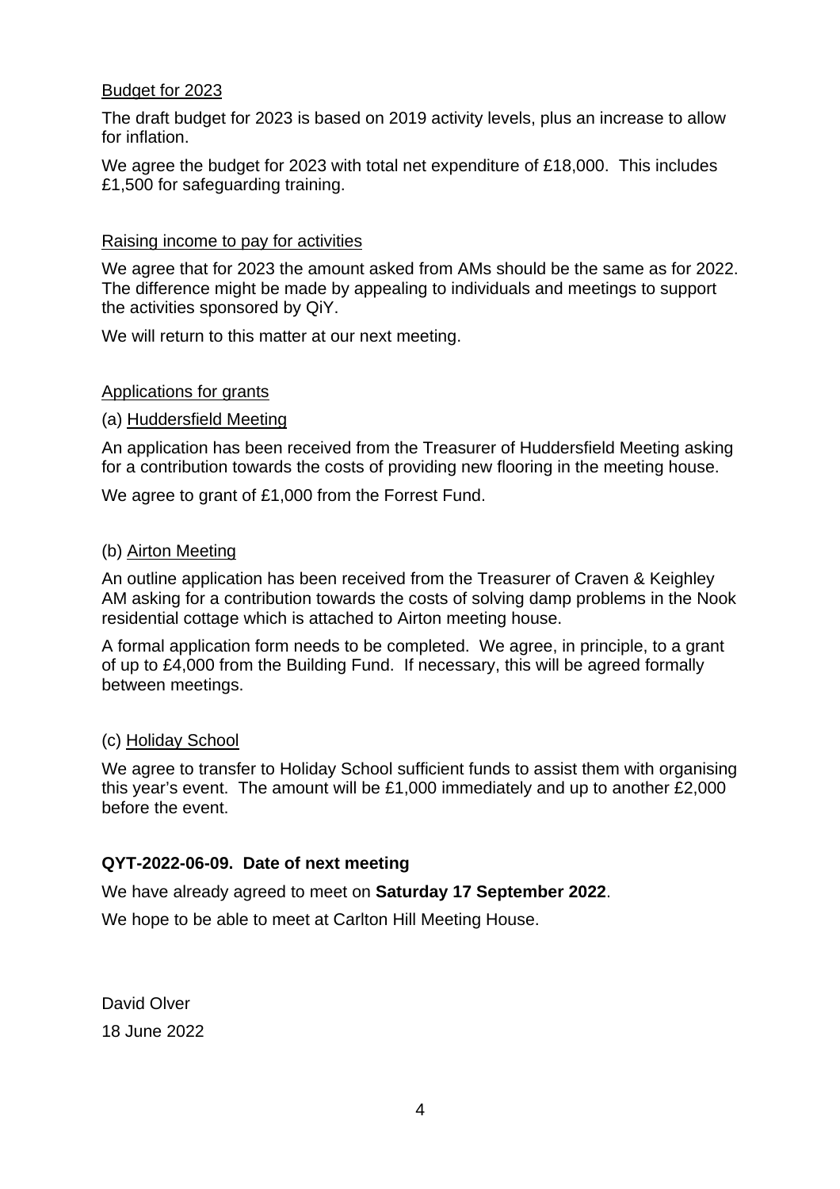Budget for 2023

The draft budget for 2023 is based on 2019 activity levels, plus an increase to allow for inflation.

We agree the budget for 2023 with total net expenditure of £18,000. This includes £1,500 for safeguarding training.

Raising income to pay for activities

We agree that for 2023 the amount asked from AMs should be the same as for 2022. The difference might be made by appealing to individuals and meetings to support the activities sponsored by QiY.

We will return to this matter at our next meeting.

Applications for grants

(a) Huddersfield Meeting

An application has been received from the Treasurer of Huddersfield Meeting asking for a contribution towards the costs of providing new flooring in the meeting house.

We agree to grant of £1,000 from the Forrest Fund.

(b) Airton Meeting

An outline application has been received from the Treasurer of Craven & Keighley AM asking for a contribution towards the costs of solving damp problems in the Nook residential cottage which is attached to Airton meeting house.

A formal application form needs to be completed. We agree, in principle, to a grant of up to £4,000 from the Building Fund. If necessary, this will be agreed formally between meetings.

(c) Holiday School

We agree to transfer to Holiday School sufficient funds to assist them with organising this year's event. The amount will be £1,000 immediately and up to another £2,000 before the event.

**QYT-2022-06-09. Date of next meeting**

We have already agreed to meet on **Saturday 17 September 2022**.

We hope to be able to meet at Carlton Hill Meeting House.

David Olver

18 June 2022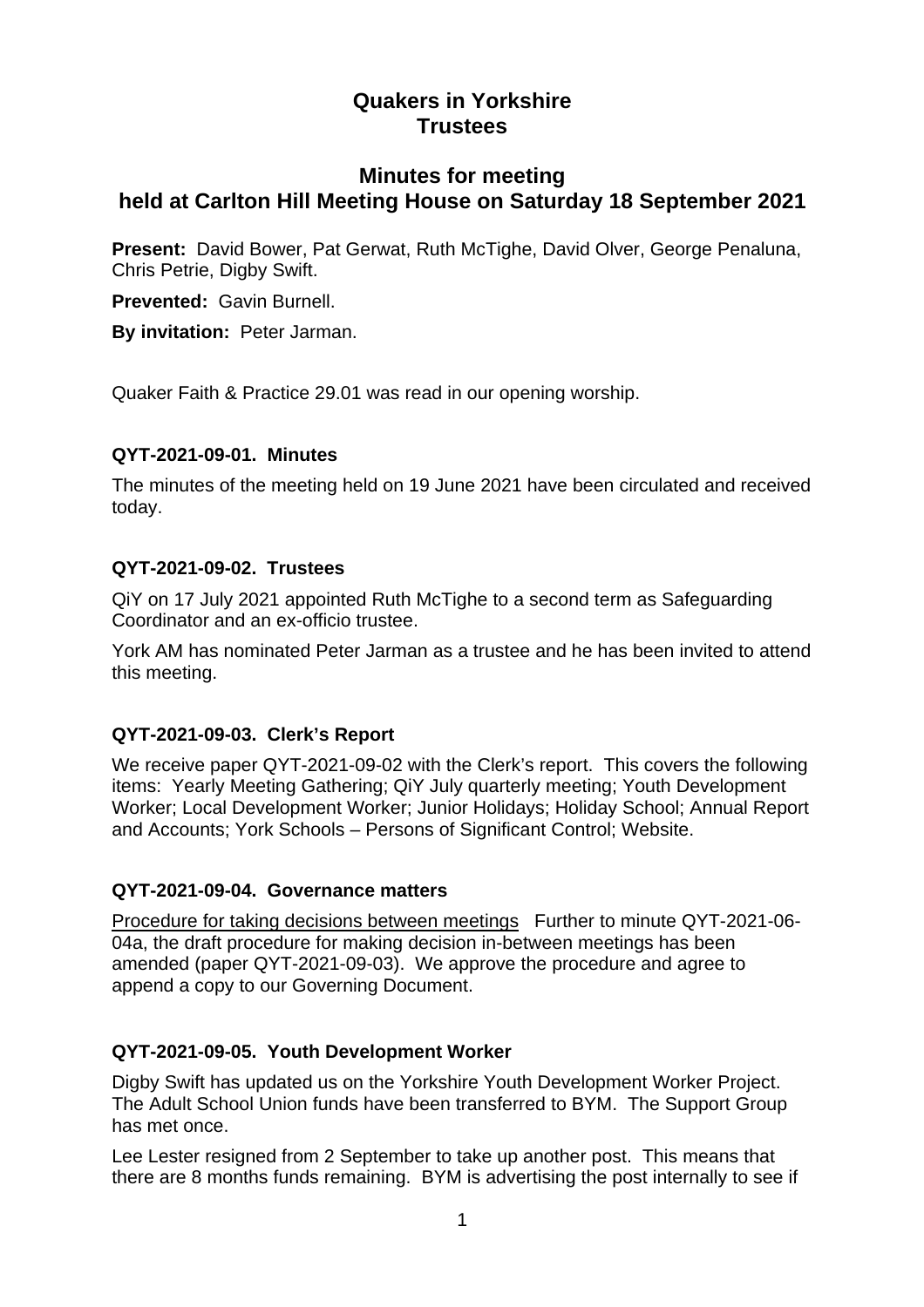# Quakers in Yorkshire
# Trustees

## Minutes for meeting
## held at Carlton Hill Meeting House on Saturday 18 September 2021

**Present:** David Bower, Pat Gerwat, Ruth McTighe, David Olver, George Penaluna, Chris Petrie, Digby Swift.

**Prevented:** Gavin Burnell.

**By invitation:** Peter Jarman.

Quaker Faith & Practice 29.01 was read in our opening worship.

### QYT-2021-09-01. Minutes

The minutes of the meeting held on 19 June 2021 have been circulated and received today.

### QYT-2021-09-02. Trustees

QiY on 17 July 2021 appointed Ruth McTighe to a second term as Safeguarding Coordinator and an ex-officio trustee.

York AM has nominated Peter Jarman as a trustee and he has been invited to attend this meeting.

### QYT-2021-09-03. Clerk's Report

We receive paper QYT-2021-09-02 with the Clerk's report. This covers the following items: Yearly Meeting Gathering; QiY July quarterly meeting; Youth Development Worker; Local Development Worker; Junior Holidays; Holiday School; Annual Report and Accounts; York Schools – Persons of Significant Control; Website.

### QYT-2021-09-04. Governance matters

Procedure for taking decisions between meetings Further to minute QYT-2021-06-04a, the draft procedure for making decision in-between meetings has been amended (paper QYT-2021-09-03). We approve the procedure and agree to append a copy to our Governing Document.

### QYT-2021-09-05. Youth Development Worker

Digby Swift has updated us on the Yorkshire Youth Development Worker Project. The Adult School Union funds have been transferred to BYM. The Support Group has met once.

Lee Lester resigned from 2 September to take up another post. This means that there are 8 months funds remaining. BYM is advertising the post internally to see if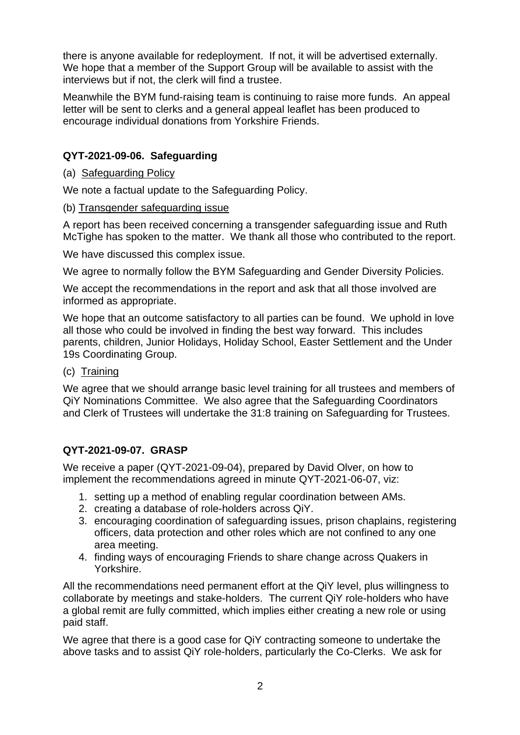there is anyone available for redeployment. If not, it will be advertised externally. We hope that a member of the Support Group will be available to assist with the interviews but if not, the clerk will find a trustee.

Meanwhile the BYM fund-raising team is continuing to raise more funds. An appeal letter will be sent to clerks and a general appeal leaflet has been produced to encourage individual donations from Yorkshire Friends.

**QYT-2021-09-06. Safeguarding**

(a) Safeguarding Policy

We note a factual update to the Safeguarding Policy.

(b) Transgender safeguarding issue

A report has been received concerning a transgender safeguarding issue and Ruth McTighe has spoken to the matter. We thank all those who contributed to the report.

We have discussed this complex issue.

We agree to normally follow the BYM Safeguarding and Gender Diversity Policies.

We accept the recommendations in the report and ask that all those involved are informed as appropriate.

We hope that an outcome satisfactory to all parties can be found. We uphold in love all those who could be involved in finding the best way forward. This includes parents, children, Junior Holidays, Holiday School, Easter Settlement and the Under 19s Coordinating Group.

(c) Training

We agree that we should arrange basic level training for all trustees and members of QiY Nominations Committee. We also agree that the Safeguarding Coordinators and Clerk of Trustees will undertake the 31:8 training on Safeguarding for Trustees.

**QYT-2021-09-07. GRASP**

We receive a paper (QYT-2021-09-04), prepared by David Olver, on how to implement the recommendations agreed in minute QYT-2021-06-07, viz:

1. setting up a method of enabling regular coordination between AMs.
2. creating a database of role-holders across QiY.
3. encouraging coordination of safeguarding issues, prison chaplains, registering officers, data protection and other roles which are not confined to any one area meeting.
4. finding ways of encouraging Friends to share change across Quakers in Yorkshire.

All the recommendations need permanent effort at the QiY level, plus willingness to collaborate by meetings and stake-holders. The current QiY role-holders who have a global remit are fully committed, which implies either creating a new role or using paid staff.

We agree that there is a good case for QiY contracting someone to undertake the above tasks and to assist QiY role-holders, particularly the Co-Clerks. We ask for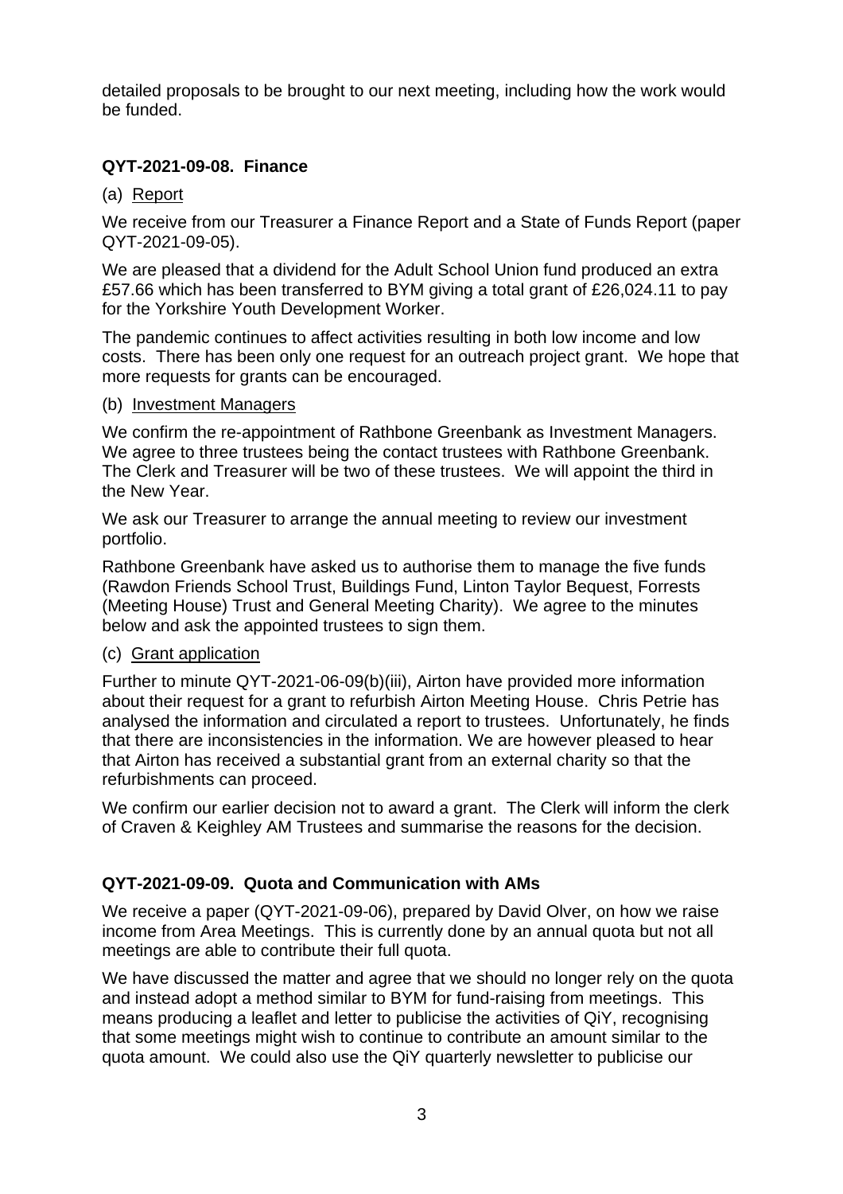detailed proposals to be brought to our next meeting, including how the work would be funded.

### QYT-2021-09-08. Finance

(a) Report

We receive from our Treasurer a Finance Report and a State of Funds Report (paper QYT-2021-09-05).

We are pleased that a dividend for the Adult School Union fund produced an extra £57.66 which has been transferred to BYM giving a total grant of £26,024.11 to pay for the Yorkshire Youth Development Worker.

The pandemic continues to affect activities resulting in both low income and low costs. There has been only one request for an outreach project grant. We hope that more requests for grants can be encouraged.

(b) Investment Managers

We confirm the re-appointment of Rathbone Greenbank as Investment Managers. We agree to three trustees being the contact trustees with Rathbone Greenbank. The Clerk and Treasurer will be two of these trustees. We will appoint the third in the New Year.

We ask our Treasurer to arrange the annual meeting to review our investment portfolio.

Rathbone Greenbank have asked us to authorise them to manage the five funds (Rawdon Friends School Trust, Buildings Fund, Linton Taylor Bequest, Forrests (Meeting House) Trust and General Meeting Charity). We agree to the minutes below and ask the appointed trustees to sign them.

(c) Grant application

Further to minute QYT-2021-06-09(b)(iii), Airton have provided more information about their request for a grant to refurbish Airton Meeting House. Chris Petrie has analysed the information and circulated a report to trustees. Unfortunately, he finds that there are inconsistencies in the information. We are however pleased to hear that Airton has received a substantial grant from an external charity so that the refurbishments can proceed.

We confirm our earlier decision not to award a grant. The Clerk will inform the clerk of Craven & Keighley AM Trustees and summarise the reasons for the decision.

### QYT-2021-09-09. Quota and Communication with AMs

We receive a paper (QYT-2021-09-06), prepared by David Olver, on how we raise income from Area Meetings. This is currently done by an annual quota but not all meetings are able to contribute their full quota.

We have discussed the matter and agree that we should no longer rely on the quota and instead adopt a method similar to BYM for fund-raising from meetings. This means producing a leaflet and letter to publicise the activities of QiY, recognising that some meetings might wish to continue to contribute an amount similar to the quota amount. We could also use the QiY quarterly newsletter to publicise our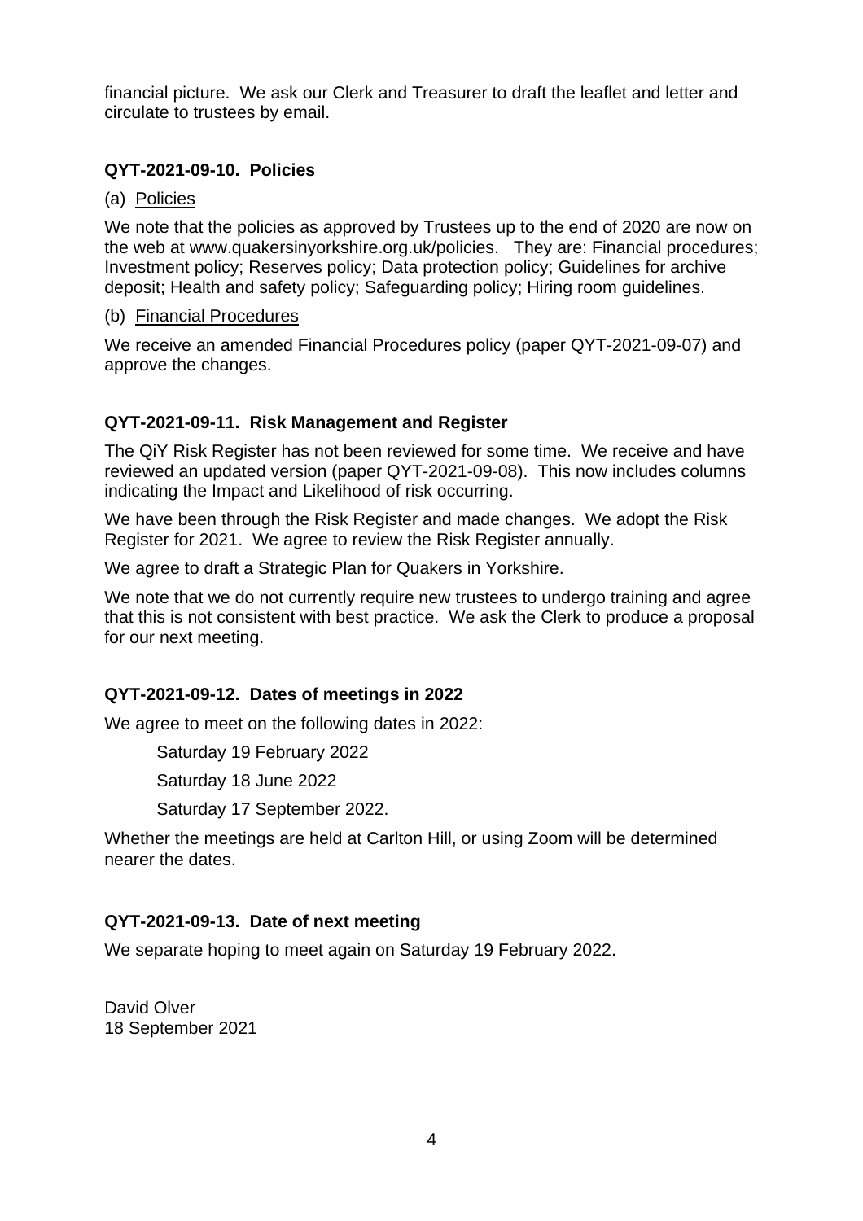financial picture. We ask our Clerk and Treasurer to draft the leaflet and letter and circulate to trustees by email.

### QYT-2021-09-10. Policies

(a) Policies

We note that the policies as approved by Trustees up to the end of 2020 are now on the web at www.quakersinyorkshire.org.uk/policies. They are: Financial procedures; Investment policy; Reserves policy; Data protection policy; Guidelines for archive deposit; Health and safety policy; Safeguarding policy; Hiring room guidelines.

(b) Financial Procedures

We receive an amended Financial Procedures policy (paper QYT-2021-09-07) and approve the changes.

### QYT-2021-09-11. Risk Management and Register

The QiY Risk Register has not been reviewed for some time. We receive and have reviewed an updated version (paper QYT-2021-09-08). This now includes columns indicating the Impact and Likelihood of risk occurring.

We have been through the Risk Register and made changes. We adopt the Risk Register for 2021. We agree to review the Risk Register annually.

We agree to draft a Strategic Plan for Quakers in Yorkshire.

We note that we do not currently require new trustees to undergo training and agree that this is not consistent with best practice. We ask the Clerk to produce a proposal for our next meeting.

### QYT-2021-09-12. Dates of meetings in 2022

We agree to meet on the following dates in 2022:

Saturday 19 February 2022

Saturday 18 June 2022

Saturday 17 September 2022.

Whether the meetings are held at Carlton Hill, or using Zoom will be determined nearer the dates.

### QYT-2021-09-13. Date of next meeting

We separate hoping to meet again on Saturday 19 February 2022.

David Olver
18 September 2021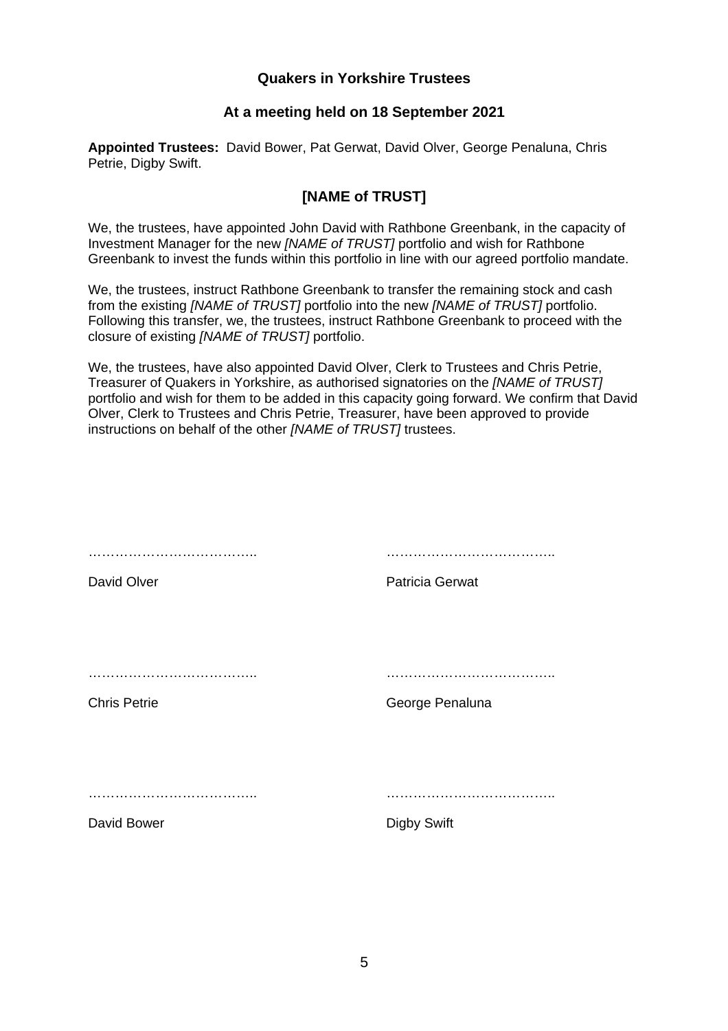**Quakers in Yorkshire Trustees**

**At a meeting held on 18 September 2021**

**Appointed Trustees:** David Bower, Pat Gerwat, David Olver, George Penaluna, Chris Petrie, Digby Swift.

## [NAME of TRUST]

We, the trustees, have appointed John David with Rathbone Greenbank, in the capacity of Investment Manager for the new *[NAME of TRUST]* portfolio and wish for Rathbone Greenbank to invest the funds within this portfolio in line with our agreed portfolio mandate.

We, the trustees, instruct Rathbone Greenbank to transfer the remaining stock and cash from the existing *[NAME of TRUST]* portfolio into the new *[NAME of TRUST]* portfolio. Following this transfer, we, the trustees, instruct Rathbone Greenbank to proceed with the closure of existing *[NAME of TRUST]* portfolio.

We, the trustees, have also appointed David Olver, Clerk to Trustees and Chris Petrie, Treasurer of Quakers in Yorkshire, as authorised signatories on the *[NAME of TRUST]* portfolio and wish for them to be added in this capacity going forward. We confirm that David Olver, Clerk to Trustees and Chris Petrie, Treasurer, have been approved to provide instructions on behalf of the other *[NAME of TRUST]* trustees.

……………………………….. ………………………………..

David Olver Patricia Gerwat

……………………………….. ………………………………..

Chris Petrie George Penaluna

……………………………….. ………………………………..

David Bower Digby Swift